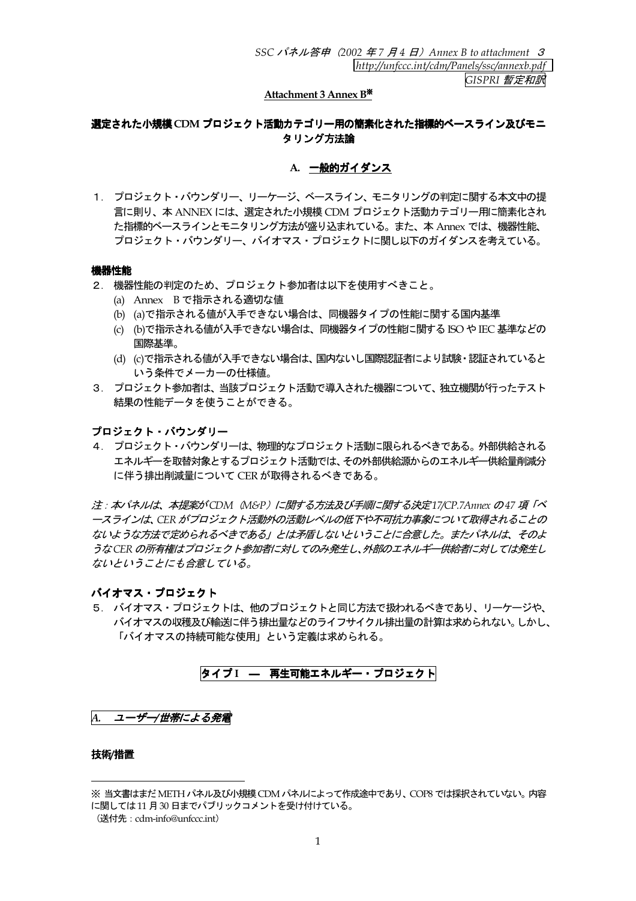*SSC パネル答申（2002 年 7 月 4 日）Annex B to attachment 3*
*http://unfccc.int/cdm/Panels/ssc/annexb.pdf*
*GISPRI 暫定和訳*

**Attachment 3 Annex B※**

## 選定された小規模 CDM プロジェクト活動カテゴリー用の簡素化された指標的ベースライン及びモニタリング方法論

### A. 一般的ガイダンス

1．プロジェクト・バウンダリー、リーケージ、ベースライン、モニタリングの判定に関する本文中の提言に則り、本 ANNEX には、選定された小規模 CDM プロジェクト活動カテゴリー用に簡素化された指標的ベースラインとモニタリング方法が盛り込まれている。また、本 Annex では、機器性能、プロジェクト・バウンダリー、バイオマス・プロジェクトに関し以下のガイダンスを考えている。

**機器性能**

2．機器性能の判定のため、プロジェクト参加者は以下を使用すべきこと。
   (a) Annex B で指示される適切な値
   (b) (a)で指示される値が入手できない場合は、同機器タイプの性能に関する国内基準
   (c) (b)で指示される値が入手できない場合は、同機器タイプの性能に関する ISO や IEC 基準などの国際基準。
   (d) (c)で指示される値が入手できない場合は、国内ないし国際認証者により試験・認証されているという条件でメーカーの仕様値。

3．プロジェクト参加者は、当該プロジェクト活動で導入された機器について、独立機関が行ったテスト結果の性能データを使うことができる。

**プロジェクト・バウンダリー**

4．プロジェクト・バウンダリーは、物理的なプロジェクト活動に限られるべきである。外部供給されるエネルギーを取替対象とするプロジェクト活動では、その外部供給源からのエネルギー供給量削減分に伴う排出削減量について CER が取得されるべきである。

*注：本パネルは、本提案が CDM（M&P）に関する方法及び手順に関する決定 17/CP.7Annex の 47 項「ベースラインは、CER がプロジェクト活動外の活動レベルの低下や不可抗力事象について取得されることのないような方法で定められるべきである」とは矛盾しないということに合意した。またパネルは、そのような CER の所有権はプロジェクト参加者に対してのみ発生し、外部のエネルギー供給者に対しては発生しないということにも合意している。*

**バイオマス・プロジェクト**

5．バイオマス・プロジェクトは、他のプロジェクトと同じ方法で扱われるべきであり、リーケージや、バイオマスの収穫及び輸送に伴う排出量などのライフサイクル排出量の計算は求められない。しかし、「バイオマスの持続可能な使用」という定義は求められる。

### タイプ I ― 再生可能エネルギー・プロジェクト

#### *A. ユーザー/世帯による発電*

**技術/措置**

---

※ 当文書はまだ METH パネル及び小規模 CDM パネルによって作成途中であり、COP8 では採択されていない。内容に関しては 11 月 30 日までパブリックコメントを受け付けている。
（送付先：cdm-info@unfccc.int）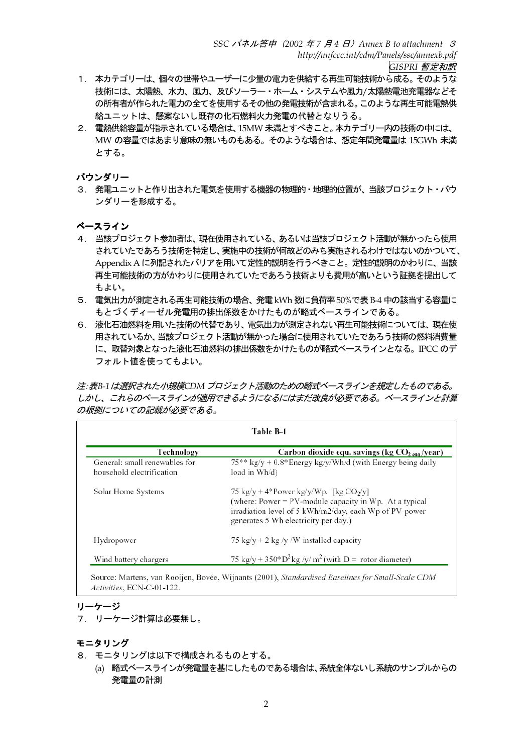1．本カテゴリーは、個々の世帯やユーザーに少量の電力を供給する再生可能技術から成る。そのような技術には、太陽熱、水力、風力、及びソーラー・ホーム・システムや風力/太陽熱電池充電器などその所有者が作られた電力の全てを使用するその他の発電技術が含まれる。このような再生可能電熱供給ユニットは、懸案ないし既存の化石燃料火力発電の代替となりうる。

2．電熱供給容量が指示されている場合は、15MW 未満とすべきこと。本カテゴリー内の技術の中には、MW の容量ではあまり意味の無いものもある。そのような場合は、想定年間発電量は 15GWh 未満とする。

## バウンダリー

3．発電ユニットと作り出された電気を使用する機器の物理的・地理的位置が、当該プロジェクト・バウンダリーを形成する。

## ベースライン

4．当該プロジェクト参加者は、現在使用されている、あるいは当該プロジェクト活動が無かったら使用されていたであろう技術を特定し、実施中の技術が何故どのみち実施されるわけではないのかついて、Appendix A に列記されたバリアを用いて定性的説明を行うべきこと。定性的説明のかわりに、当該再生可能技術の方がかわりに使用されていたであろう技術よりも費用が高いという証拠を提出してもよい。

5．電気出力が測定される再生可能技術の場合、発電 kWh 数に負荷率 50%で表 B-4 中の該当する容量にもとづくディーゼル発電用の排出係数をかけたものが略式ベースラインである。

6．液化石油燃料を用いた技術の代替であり、電気出力が測定されない再生可能技術については、現在使用されているか、当該プロジェクト活動が無かった場合に使用されていたであろう技術の燃料消費量に、取替対象となった液化石油燃料の排出係数をかけたものが略式ベースラインとなる。IPCC のデフォルト値を使ってもよい。

*注:表B-1 は選択された小規模CDM プロジェクト活動のための略式ベースラインを規定したものである。しかし、これらのベースラインが適用できるようになるにはまだ改良が必要である。ベースラインと計算の根拠についての記載が必要である。*

**Table B-1**

| Technology | Carbon dioxide equ. savings (kg $CO_{2\,equ.}$/year) |
|---|---|
| General: small renewables for household electrification | 75** kg/y + 0.8*Energy kg/y/Wh/d (with Energy being daily load in Wh/d) |
| Solar Home Systems | 75 kg/y + 4*Power kg/y/Wp. [kg $CO_2$/y] (where: Power = PV-module capacity in Wp. At a typical irradiation level of 5 kWh/m2/day, each Wp of PV-power generates 5 Wh electricity per day.) |
| Hydropower | 75 kg/y + 2 kg /y /W installed capacity |
| Wind battery chargers | 75 kg/y + 350*$D^2$kg /y/ $m^2$ (with D = rotor diameter) |

Source: Martens, van Rooijen, Bovée, Wijnants (2001), *Standardised Baselines for Small-Scale CDM Activities*, ECN-C-01-122.

## リーケージ

7．リーケージ計算は必要無し。

## モニタリング

8．モニタリングは以下で構成されるものとする。

(a) 略式ベースラインが発電量を基にしたものである場合は、系統全体ないし系統のサンプルからの発電量の計測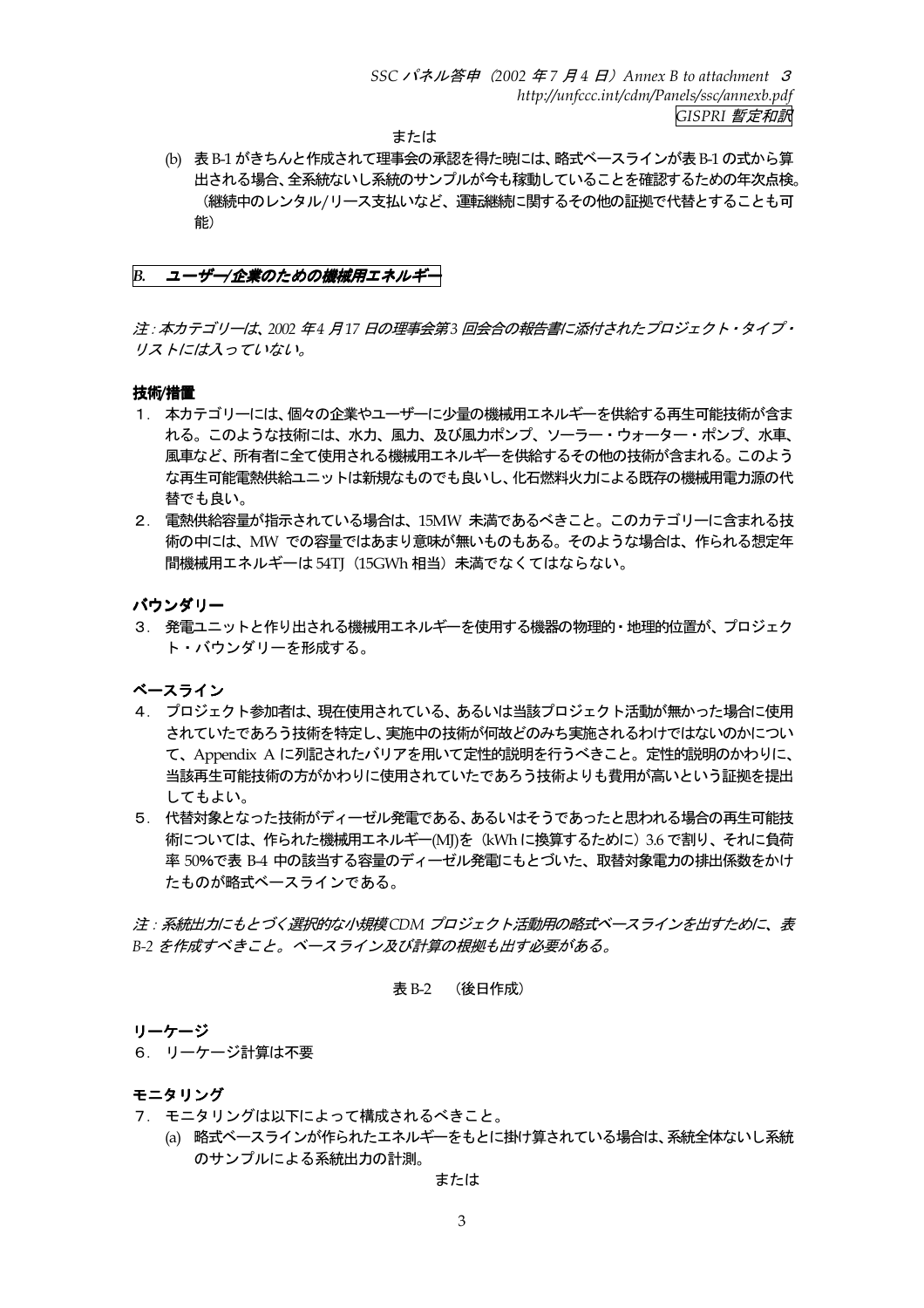または

(b) 表 B-1 がきちんと作成されて理事会の承認を得た暁には、略式ベースラインが表 B-1 の式から算出される場合、全系統ないし系統のサンプルが今も稼動していることを確認するための年次点検。（継続中のレンタル/リース支払いなど、運転継続に関するその他の証拠で代替とすることも可能）

## *B. ユーザー/企業のための機械用エネルギー*

*注：本カテゴリーは、2002 年 4 月 17 日の理事会第 3 回会合の報告書に添付されたプロジェクト・タイプ・リストには入っていない。*

### 技術/措置

1. 本カテゴリーには、個々の企業やユーザーに少量の機械用エネルギーを供給する再生可能技術が含まれる。このような技術には、水力、風力、及び風力ポンプ、ソーラー・ウォーター・ポンプ、水車、風車など、所有者に全て使用される機械用エネルギーを供給するその他の技術が含まれる。このような再生可能電熱供給ユニットは新規なものでも良いし、化石燃料火力による既存の機械用電力源の代替でも良い。
2. 電熱供給容量が指示されている場合は、15MW 未満であるべきこと。このカテゴリーに含まれる技術の中には、MW での容量ではあまり意味が無いものもある。そのような場合は、作られる想定年間機械用エネルギーは 54TJ（15GWh 相当）未満でなくてはならない。

### バウンダリー

3. 発電ユニットと作り出される機械用エネルギーを使用する機器の物理的・地理的位置が、プロジェクト・バウンダリーを形成する。

### ベースライン

4. プロジェクト参加者は、現在使用されている、あるいは当該プロジェクト活動が無かった場合に使用されていたであろう技術を特定し、実施中の技術が何故どのみち実施されるわけではないのかについて、Appendix A に列記されたバリアを用いて定性的説明を行うべきこと。定性的説明のかわりに、当該再生可能技術の方がかわりに使用されていたであろう技術よりも費用が高いという証拠を提出してもよい。
5. 代替対象となった技術がディーゼル発電である、あるいはそうであったと思われる場合の再生可能技術については、作られた機械用エネルギー(MJ)を（kWh に換算するために）3.6 で割り、それに負荷率 50%で表 B-4 中の該当する容量のディーゼル発電にもとづいた、取替対象電力の排出係数をかけたものが略式ベースラインである。

*注：系統出力にもとづく選択的な小規模 CDM プロジェクト活動用の略式ベースラインを出すために、表 B-2 を作成すべきこと。ベースライン及び計算の根拠も出す必要がある。*

表 B-2　（後日作成）

### リーケージ

6. リーケージ計算は不要

### モニタリング

7. モニタリングは以下によって構成されるべきこと。
   (a) 略式ベースラインが作られたエネルギーをもとに掛け算されている場合は、系統全体ないし系統のサンプルによる系統出力の計測。

   または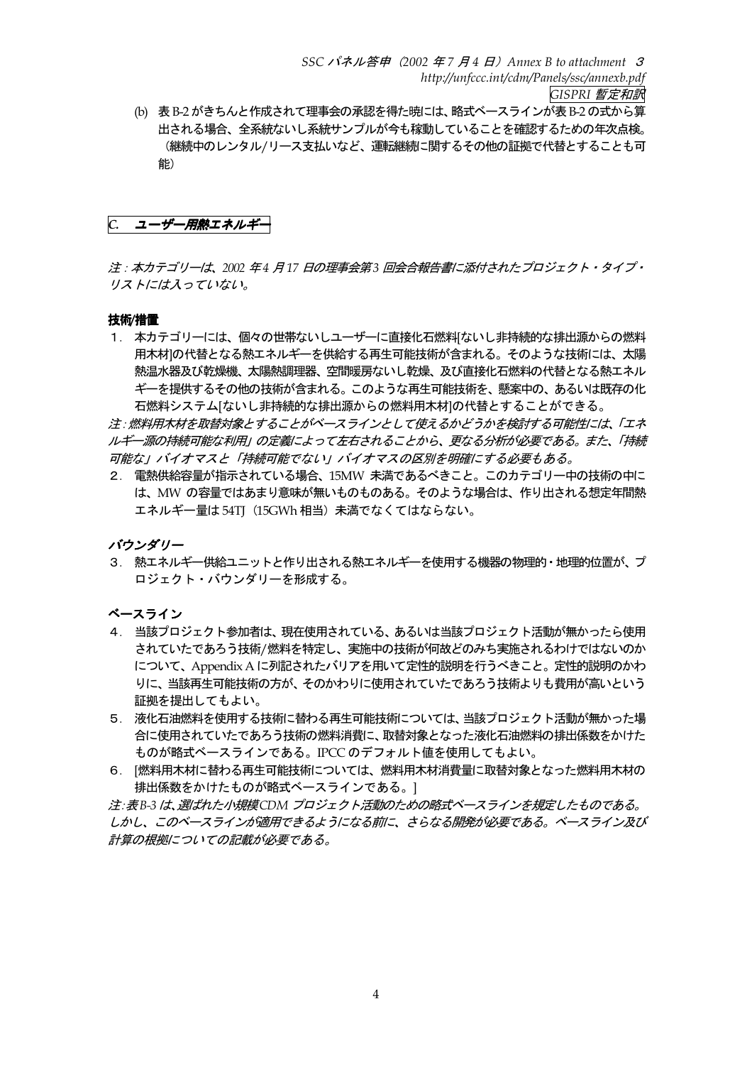(b) 表 B-2 がきちんと作成されて理事会の承認を得た暁には、略式ベースラインが表 B-2 の式から算出される場合、全系統ないし系統サンプルが今も稼動していることを確認するための年次点検。（継続中のレンタル/リース支払いなど、運転継続に関するその他の証拠で代替とすることも可能）

## *C. ユーザー用熱エネルギー*

*注：本カテゴリーは、2002 年 4 月 17 日の理事会第 3 回会合報告書に添付されたプロジェクト・タイプ・リストには入っていない。*

### 技術/措置

1. 本カテゴリーには、個々の世帯ないしユーザーに直接化石燃料[ないし非持続的な排出源からの燃料用木材]の代替となる熱エネルギーを供給する再生可能技術が含まれる。そのような技術には、太陽熱温水器及び乾燥機、太陽熱調理器、空間暖房ないし乾燥、及び直接化石燃料の代替となる熱エネルギーを提供するその他の技術が含まれる。このような再生可能技術を、懸案中の、あるいは既存の化石燃料システム[ないし非持続的な排出源からの燃料用木材]の代替とすることができる。

*注：燃料用木材を取替対象とすることがベースラインとして使えるかどうかを検討する可能性には、「エネルギー源の持続可能な利用」の定義によって左右されることから、更なる分析が必要である。また、「持続可能な」バイオマスと「持続可能でない」バイオマスの区別を明確にする必要もある。*

2. 電熱供給容量が指示されている場合、15MW 未満であるべきこと。このカテゴリー中の技術の中には、MW の容量ではあまり意味が無いものもある。そのような場合は、作り出される想定年間熱エネルギー量は 54TJ（15GWh 相当）未満でなくてはならない。

### *バウンダリー*

3. 熱エネルギー供給ユニットと作り出される熱エネルギーを使用する機器の物理的・地理的位置が、プロジェクト・バウンダリーを形成する。

### ベースライン

4. 当該プロジェクト参加者は、現在使用されている、あるいは当該プロジェクト活動が無かったら使用されていたであろう技術/燃料を特定し、実施中の技術が何故どのみち実施されるわけではないのかについて、Appendix A に列記されたバリアを用いて定性的説明を行うべきこと。定性的説明のかわりに、当該再生可能技術の方が、そのかわりに使用されていたであろう技術よりも費用が高いという証拠を提出してもよい。
5. 液化石油燃料を使用する技術に替わる再生可能技術については、当該プロジェクト活動が無かった場合に使用されていたであろう技術の燃料消費に、取替対象となった液化石油燃料の排出係数をかけたものが略式ベースラインである。IPCC のデフォルト値を使用してもよい。
6. [燃料用木材に替わる再生可能技術については、燃料用木材消費量に取替対象となった燃料用木材の排出係数をかけたものが略式ベースラインである。]

*注：表 B-3 は、選ばれた小規模 CDM プロジェクト活動のための略式ベースラインを規定したものである。しかし、このベースラインが適用できるようになる前に、さらなる開発が必要である。ベースライン及び計算の根拠についての記載が必要である。*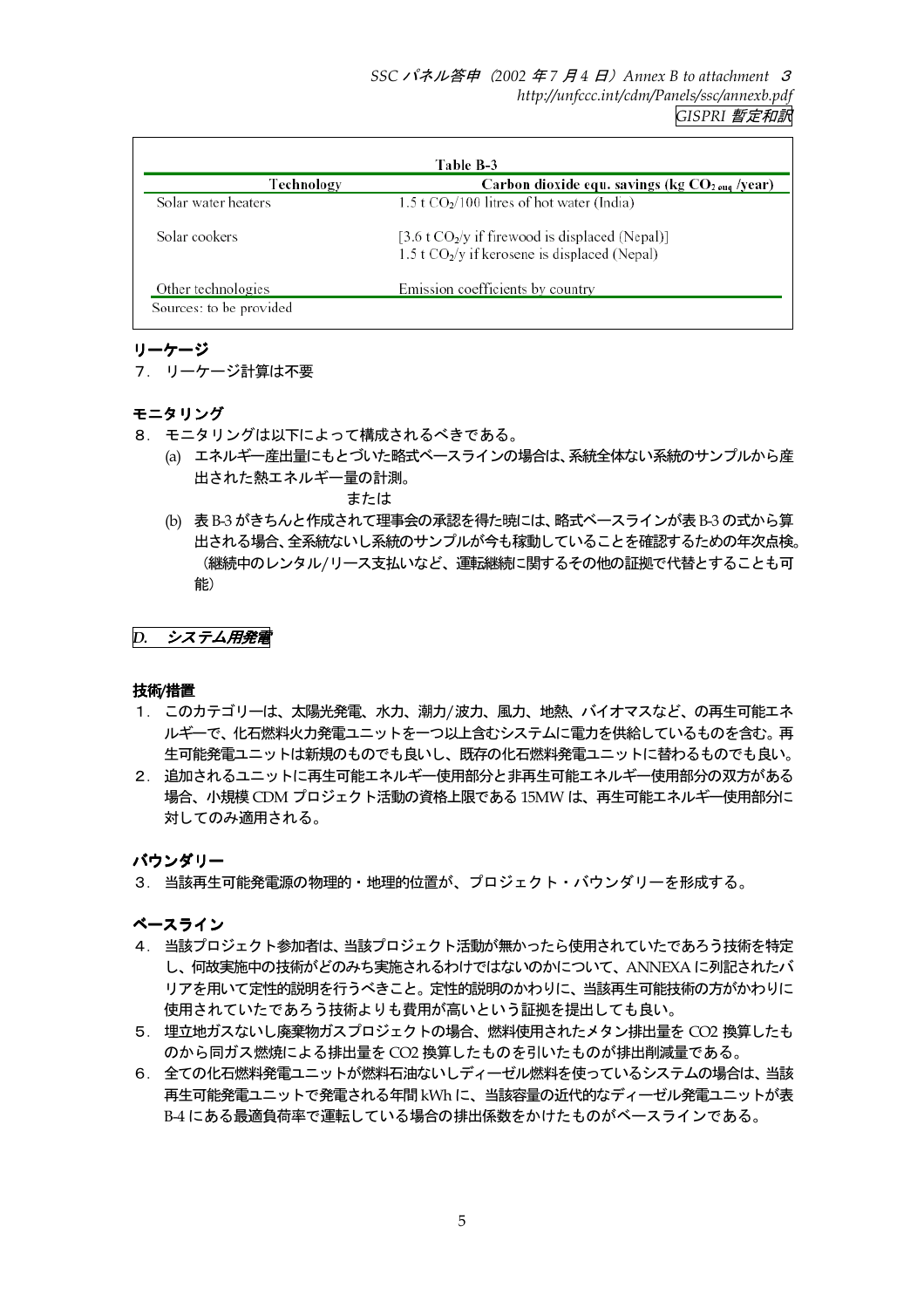Table B-3

| Technology | Carbon dioxide equ. savings (kg $CO_{2\ equ}$ /year) |
| --- | --- |
| Solar water heaters | 1.5 t $CO_2$/100 litres of hot water (India) |
| Solar cookers | [3.6 t $CO_2$/y if firewood is displaced (Nepal)]<br>1.5 t $CO_2$/y if kerosene is displaced (Nepal) |
| Other technologies | Emission coefficients by country |

Sources: to be provided

### リーケージ

7． リーケージ計算は不要

### モニタリング

8． モニタリングは以下によって構成されるべきである。

(a) エネルギー産出量にもとづいた略式ベースラインの場合は、系統全体ない系統のサンプルから産出された熱エネルギー量の計測。

または

(b) 表 B-3 がきちんと作成されて理事会の承認を得た暁には、略式ベースラインが表 B-3 の式から算出される場合、全系統ないし系統のサンプルが今も稼動していることを確認するための年次点検。（継続中のレンタル/リース支払いなど、運転継続に関するその他の証拠で代替とすることも可能）

## *D.　システム用発電*

### 技術/措置

1． このカテゴリーは、太陽光発電、水力、潮力/波力、風力、地熱、バイオマスなど、の再生可能エネルギーで、化石燃料火力発電ユニットを一つ以上含むシステムに電力を供給しているものを含む。再生可能発電ユニットは新規のものでも良いし、既存の化石燃料発電ユニットに替わるものでも良い。

2． 追加されるユニットに再生可能エネルギー使用部分と非再生可能エネルギー使用部分の双方がある場合、小規模 CDM プロジェクト活動の資格上限である 15MW は、再生可能エネルギー使用部分に対してのみ適用される。

### バウンダリー

3． 当該再生可能発電源の物理的・地理的位置が、プロジェクト・バウンダリーを形成する。

### ベースライン

4． 当該プロジェクト参加者は、当該プロジェクト活動が無かったら使用されていたであろう技術を特定し、何故実施中の技術がどのみち実施されるわけではないのかについて、ANNEXA に列記されたバリアを用いて定性的説明を行うべきこと。定性的説明のかわりに、当該再生可能技術の方がかわりに使用されていたであろう技術よりも費用が高いという証拠を提出しても良い。

5． 埋立地ガスないし廃棄物ガスプロジェクトの場合、燃料使用されたメタン排出量を CO2 換算したものから同ガス燃焼による排出量を CO2 換算したものを引いたものが排出削減量である。

6． 全ての化石燃料発電ユニットが燃料石油ないしディーゼル燃料を使っているシステムの場合は、当該再生可能発電ユニットで発電される年間 kWh に、当該容量の近代的なディーゼル発電ユニットが表 B-4 にある最適負荷率で運転している場合の排出係数をかけたものがベースラインである。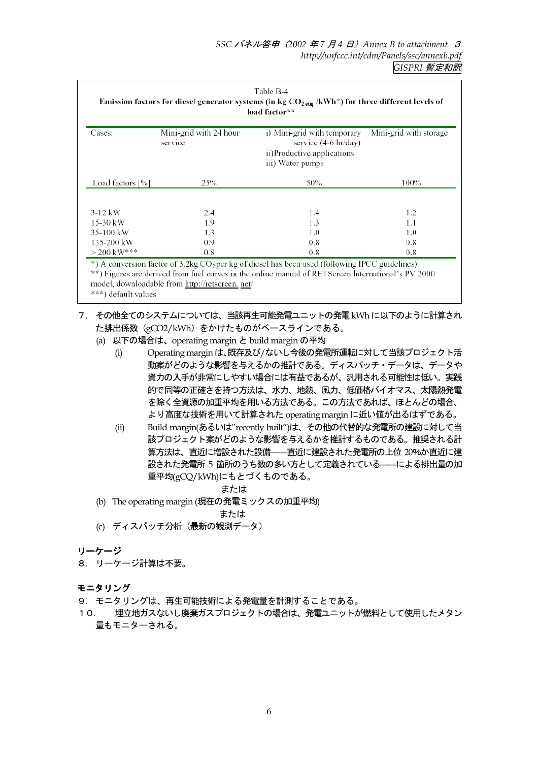| Cases: | Mini-grid with 24 hour service | i) Mini-grid with temporary service (4-6 hr/day) ii)Productive applications iii) Water pumps | Mini-grid with storage |
|---|---|---|---|
| Load factors [%] | 25% | 50% | 100% |
| 3-12 kW | 2.4 | 1.4 | 1.2 |
| 15-30 kW | 1.9 | 1.3 | 1.1 |
| 35-100 kW | 1.3 | 1.0 | 1.0 |
| 135-200 kW | 0.9 | 0.8 | 0.8 |
| > 200 kW*** | 0.8 | 0.8 | 0.8 |

Table B-4
**Emission factors for diesel generator systems (in kg $CO_{2\,equ}$ /kWh*) for three different levels of load factor****

*) A conversion factor of 3.2kg $CO_2$ per kg of diesel has been used (following IPCC guidelines)
**) Figures are derived from fuel curves in the online manual of RETScreen International's PV 2000 model, downloadable from http://retscreen. net/
***) default values

7．その他全てのシステムについては、当該再生可能発電ユニットの発電 kWh に以下のように計算された排出係数（gCO2/kWh）をかけたものがベースラインである。

(a) 以下の場合は、operating margin と build margin の平均

(i) Operating margin は、既存及び/ないし今後の発電所運転に対して当該プロジェクト活動案がどのような影響を与えるかの推計である。ディスパッチ・データは、データや資力の入手が非常にしやすい場合には有益であるが、汎用される可能性は低い。実践的で同等の正確さを持つ方法は、水力、地熱、風力、低価格バイオマス、太陽熱発電を除く全資源の加重平均を用いる方法である。この方法であれば、ほとんどの場合、より高度な技術を用いて計算された operating margin に近い値が出るはずである。

(ii) Build margin(あるいは"recently built")は、その他の代替的な発電所の建設に対して当該プロジェクト案がどのような影響を与えるかを推計するものである。推奨される計算方法は、直近に増設された設備――直近に建設された発電所の上位 20%か直近に建設された発電所 5 箇所のうち数の多い方として定義されている――による排出量の加重平均(gCO/kWh)にもとづくものである。

または

(b) The operating margin (現在の発電ミックスの加重平均)

または

(c) ディスパッチ分析（最新の観測データ）

**リーケージ**

8．リーケージ計算は不要。

**モニタリング**

9．モニタリングは、再生可能技術による発電量を計測することである。

１０．　埋立地ガスないし廃棄ガスプロジェクトの場合は、発電ユニットが燃料として使用したメタン量もモニターされる。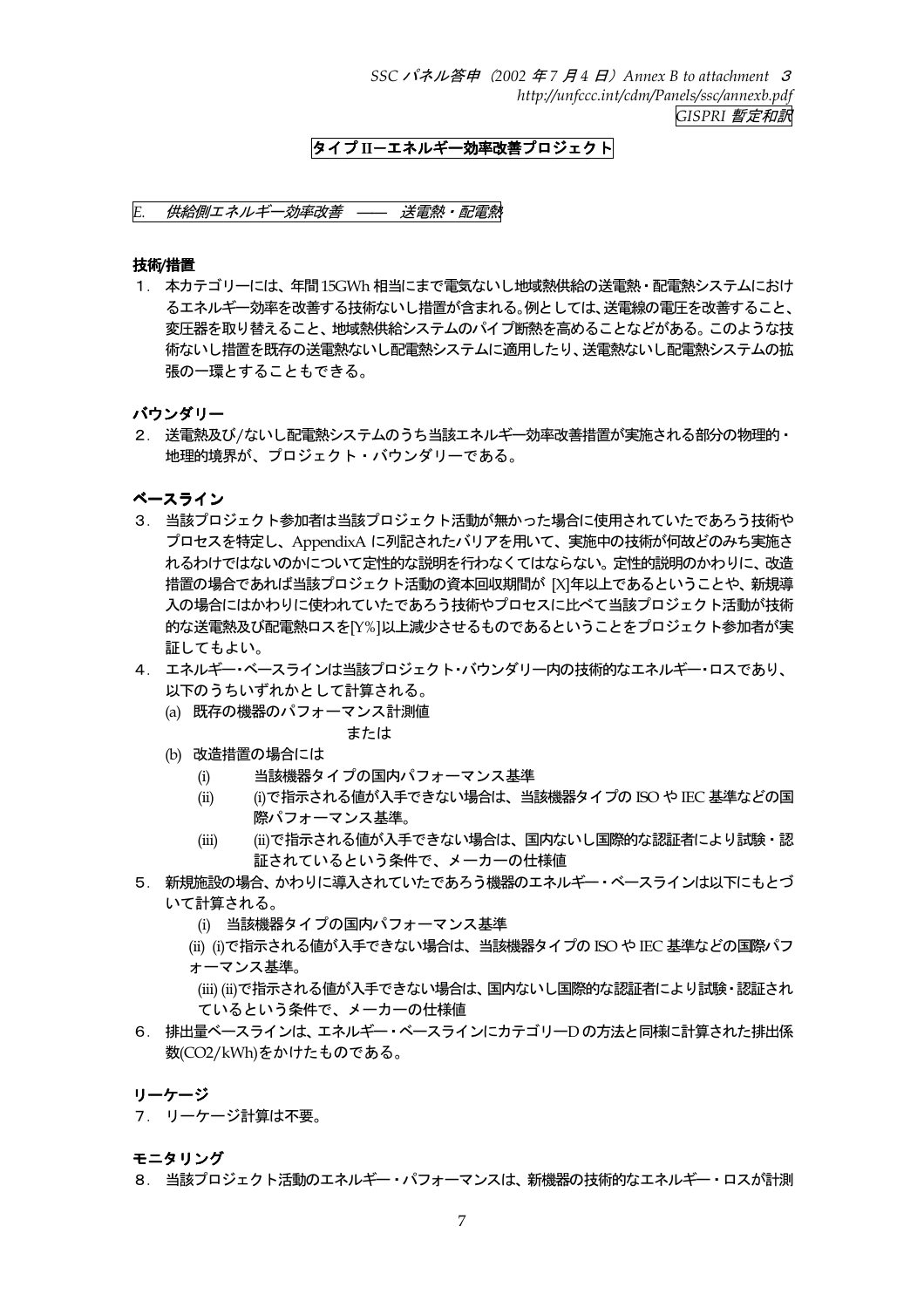## タイプ II—エネルギー効率改善プロジェクト

### *E.　供給側エネルギー効率改善　——　送電熱・配電熱*

#### 技術/措置

1．本カテゴリーには、年間15GWh 相当にまで電気ないし地域熱供給の送電熱・配電熱システムにおけるエネルギー効率を改善する技術ないし措置が含まれる。例としては、送電線の電圧を改善すること、変圧器を取り替えること、地域熱供給システムのパイプ断熱を高めることなどがある。このような技術ないし措置を既存の送電熱ないし配電熱システムに適用したり、送電熱ないし配電熱システムの拡張の一環とすることもできる。

#### バウンダリー

2．送電熱及び/ないし配電熱システムのうち当該エネルギー効率改善措置が実施される部分の物理的・地理的境界が、プロジェクト・バウンダリーである。

#### ベースライン

3．当該プロジェクト参加者は当該プロジェクト活動が無かった場合に使用されていたであろう技術やプロセスを特定し、AppendixA に列記されたバリアを用いて、実施中の技術が何故どのみち実施されるわけではないのかについて定性的な説明を行わなくてはならない。定性的説明のかわりに、改造措置の場合であれば当該プロジェクト活動の資本回収期間が [X]年以上であるということや、新規導入の場合にはかわりに使われていたであろう技術やプロセスに比べて当該プロジェクト活動が技術的な送電熱及び配電熱ロスを[Y%]以上減少させるものであるということをプロジェクト参加者が実証してもよい。

4．エネルギー・ベースラインは当該プロジェクト・バウンダリー内の技術的なエネルギー・ロスであり、以下のうちいずれかとして計算される。
   (a) 既存の機器のパフォーマンス計測値
   
   または
   
   (b) 改造措置の場合には
      (i) 当該機器タイプの国内パフォーマンス基準
      (ii) (i)で指示される値が入手できない場合は、当該機器タイプの ISO や IEC 基準などの国際パフォーマンス基準。
      (iii) (ii)で指示される値が入手できない場合は、国内ないし国際的な認証者により試験・認証されているという条件で、メーカーの仕様値

5．新規施設の場合、かわりに導入されていたであろう機器のエネルギー・ベースラインは以下にもとづいて計算される。
   (i) 当該機器タイプの国内パフォーマンス基準
   (ii) (i)で指示される値が入手できない場合は、当該機器タイプの ISO や IEC 基準などの国際パフォーマンス基準。
   (iii) (ii)で指示される値が入手できない場合は、国内ないし国際的な認証者により試験・認証されているという条件で、メーカーの仕様値

6．排出量ベースラインは、エネルギー・ベースラインにカテゴリーD の方法と同様に計算された排出係数($CO_2$/kWh)をかけたものである。

#### リーケージ

7．リーケージ計算は不要。

#### モニタリング

8．当該プロジェクト活動のエネルギー・パフォーマンスは、新機器の技術的なエネルギー・ロスが計測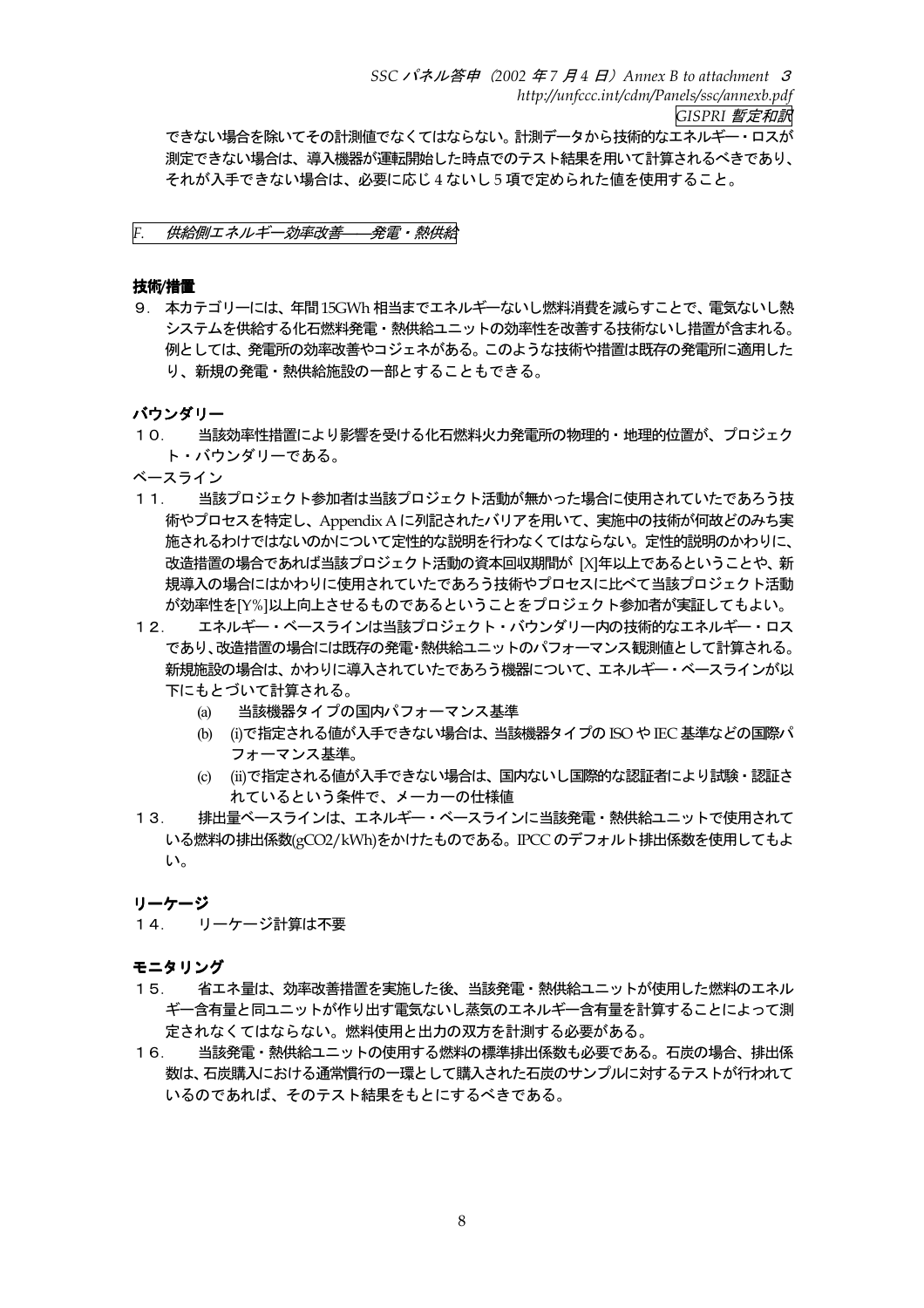できない場合を除いてその計測値でなくてはならない。計測データから技術的なエネルギー・ロスが測定できない場合は、導入機器が運転開始した時点でのテスト結果を用いて計算されるべきであり、それが入手できない場合は、必要に応じ 4 ないし 5 項で定められた値を使用すること。

## *F. 供給側エネルギー効率改善——発電・熱供給*

### 技術/措置

9. 本カテゴリーには、年間 15GWh 相当までエネルギーないし燃料消費を減らすことで、電気ないし熱システムを供給する化石燃料発電・熱供給ユニットの効率性を改善する技術ないし措置が含まれる。例としては、発電所の効率改善やコジェネがある。このような技術や措置は既存の発電所に適用したり、新規の発電・熱供給施設の一部とすることもできる。

### バウンダリー

１０． 当該効率性措置により影響を受ける化石燃料火力発電所の物理的・地理的位置が、プロジェクト・バウンダリーである。

ベースライン

１１． 当該プロジェクト参加者は当該プロジェクト活動が無かった場合に使用されていたであろう技術やプロセスを特定し、Appendix A に列記されたバリアを用いて、実施中の技術が何故どのみち実施されるわけではないのかについて定性的な説明を行なわなくてはならない。定性的説明のかわりに、改造措置の場合であれば当該プロジェクト活動の資本回収期間が [X]年以上であるということや、新規導入の場合にはかわりに使用されていたであろう技術やプロセスに比べて当該プロジェクト活動が効率性を[Y%]以上向上させるものであるということをプロジェクト参加者が実証してもよい。

１２． エネルギー・ベースラインは当該プロジェクト・バウンダリー内の技術的なエネルギー・ロスであり、改造措置の場合には既存の発電・熱供給ユニットのパフォーマンス観測値として計算される。新規施設の場合は、かわりに導入されていたであろう機器について、エネルギー・ベースラインが以下にもとづいて計算される。

(a) 当該機器タイプの国内パフォーマンス基準

(b) (i)で指定される値が入手できない場合は、当該機器タイプの ISO や IEC 基準などの国際パフォーマンス基準。

(c) (ii)で指定される値が入手できない場合は、国内ないし国際的な認証者により試験・認証されているという条件で、メーカーの仕様値

１３． 排出量ベースラインは、エネルギー・ベースラインに当該発電・熱供給ユニットで使用されている燃料の排出係数(g$CO_2$/kWh)をかけたものである。IPCC のデフォルト排出係数を使用してもよい。

### リーケージ

１４． リーケージ計算は不要

### モニタリング

１５． 省エネ量は、効率改善措置を実施した後、当該発電・熱供給ユニットが使用した燃料のエネルギー含有量と同ユニットが作り出す電気ないし蒸気のエネルギー含有量を計算することによって測定されなくてはならない。燃料使用と出力の双方を計測する必要がある。

１６． 当該発電・熱供給ユニットの使用する燃料の標準排出係数も必要である。石炭の場合、排出係数は、石炭購入における通常慣行の一環として購入された石炭のサンプルに対するテストが行われているのであれば、そのテスト結果をもとにするべきである。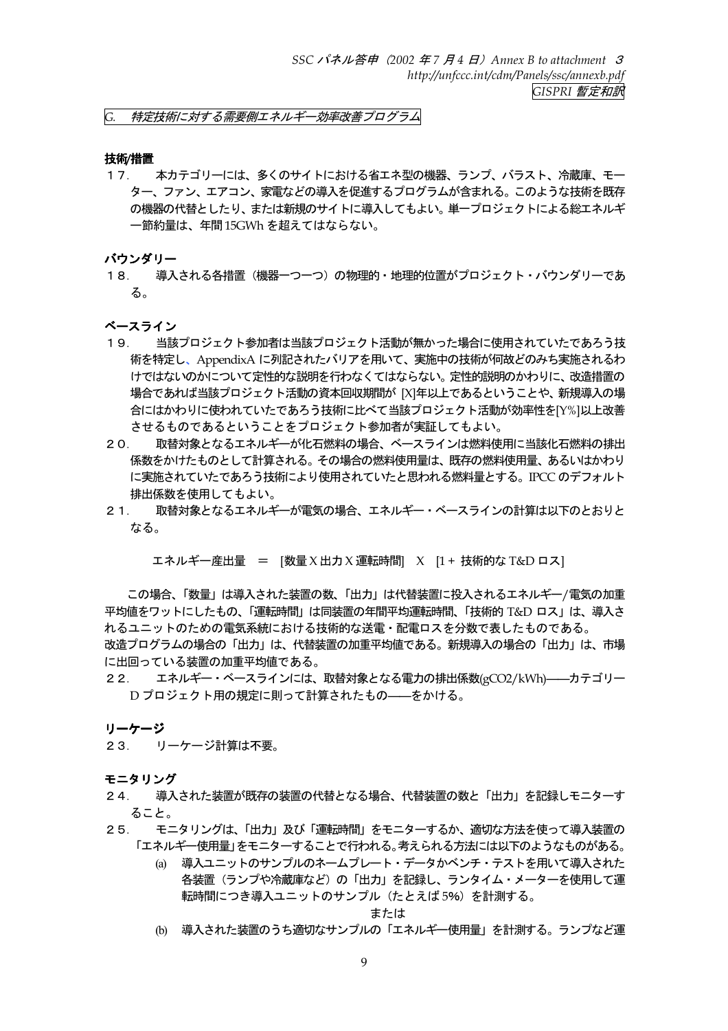*G.　特定技術に対する需要側エネルギー効率改善プログラム*

**技術/措置**

１７．　本カテゴリーには、多くのサイトにおける省エネ型の機器、ランプ、バラスト、冷蔵庫、モーター、ファン、エアコン、家電などの導入を促進するプログラムが含まれる。このような技術を既存の機器の代替としたり、または新規のサイトに導入してもよい。単一プロジェクトによる総エネルギー節約量は、年間15GWh を超えてはならない。

**バウンダリー**

１８．　導入される各措置（機器一つ一つ）の物理的・地理的位置がプロジェクト・バウンダリーである。

**ベースライン**

１９．　当該プロジェクト参加者は当該プロジェクト活動が無かった場合に使用されていたであろう技術を特定し、AppendixA に列記されたバリアを用いて、実施中の技術が何故どのみち実施されるわけではないのかについて定性的な説明を行わなくてはならない。定性的説明のかわりに、改造措置の場合であれば当該プロジェクト活動の資本回収期間が [X]年以上であるということや、新規導入の場合にはかわりに使われていたであろう技術に比べて当該プロジェクト活動が効率性を[Y%]以上改善させるものであるということをプロジェクト参加者が実証してもよい。

２０．　取替対象となるエネルギーが化石燃料の場合、ベースラインは燃料使用に当該化石燃料の排出係数をかけたものとして計算される。その場合の燃料使用量は、既存の燃料使用量、あるいはかわりに実施されていたであろう技術により使用されていたと思われる燃料量とする。IPCC のデフォルト排出係数を使用してもよい。

２１．　取替対象となるエネルギーが電気の場合、エネルギー・ベースラインの計算は以下のとおりとなる。

エネルギー産出量　＝　[数量 X 出力 X 運転時間]　X　[1 + 技術的な T&D ロス]

この場合、「数量」は導入された装置の数、「出力」は代替装置に投入されるエネルギー/電気の加重平均値をワットにしたもの、「運転時間」は同装置の年間平均運転時間、「技術的 T&D ロス」は、導入されるユニットのための電気系統における技術的な送電・配電ロスを分数で表したものである。
改造プログラムの場合の「出力」は、代替装置の加重平均値である。新規導入の場合の「出力」は、市場に出回っている装置の加重平均値である。

２２．　エネルギー・ベースラインには、取替対象となる電力の排出係数(g$CO_2$/kWh)――カテゴリー D プロジェクト用の規定に則って計算されたもの――をかける。

**リーケージ**

２３．　リーケージ計算は不要。

**モニタリング**

２４．　導入された装置が既存の装置の代替となる場合、代替装置の数と「出力」を記録しモニターすること。

２５．　モニタリングは、「出力」及び「運転時間」をモニターするか、適切な方法を使って導入装置の「エネルギー使用量」をモニターすることで行われる。考えられる方法には以下のようなものがある。

(a) 導入ユニットのサンプルのネームプレート・データかベンチ・テストを用いて導入された各装置（ランプや冷蔵庫など）の「出力」を記録し、ランタイム・メーターを使用して運転時間につき導入ユニットのサンプル（たとえば 5%）を計測する。

または

(b) 導入された装置のうち適切なサンプルの「エネルギー使用量」を計測する。ランプなど運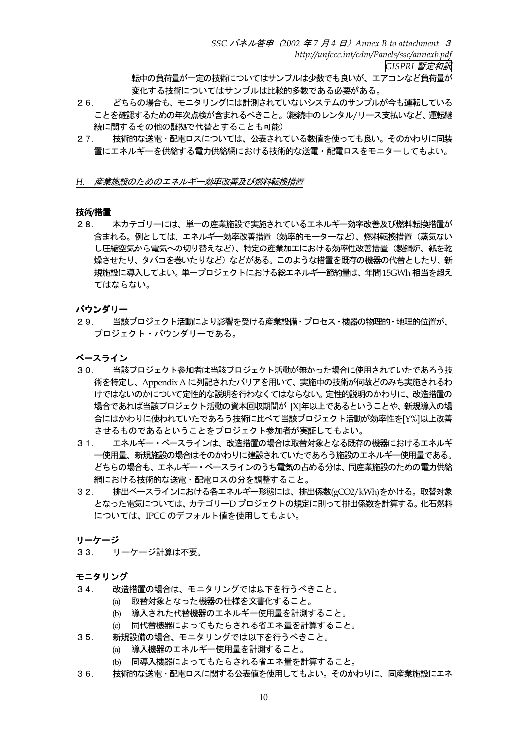転中の負荷量が一定の技術についてはサンプルは少数でも良いが、エアコンなど負荷量が変化する技術についてはサンプルは比較的多数である必要がある。

２６．　どちらの場合も、モニタリングには計測されていないシステムのサンプルが今も運転していることを確認するための年次点検が含まれるべきこと。（継続中のレンタル/リース支払いなど、運転継続に関するその他の証拠で代替とすることも可能）

２７．　技術的な送電・配電ロスについては、公表されている数値を使っても良い。そのかわりに同装置にエネルギーを供給する電力供給網における技術的な送電・配電ロスをモニターしてもよい。

## *H.　産業施設のためのエネルギー効率改善及び燃料転換措置*

### 技術/措置

２８．　本カテゴリーには、単一の産業施設で実施されているエネルギー効率改善及び燃料転換措置が含まれる。例としては、エネルギー効率改善措置（効率的モーターなど）、燃料転換措置（蒸気ないし圧縮空気から電気への切り替えなど）、特定の産業加工における効率性改善措置（製鋼炉、紙を乾燥させたり、タバコを巻いたりなど）などがある。このような措置を既存の機器の代替としたり、新規施設に導入してよい。単一プロジェクトにおける総エネルギー節約量は、年間15GWh 相当を超えてはならない。

### バウンダリー

２９．　当該プロジェクト活動により影響を受ける産業設備・プロセス・機器の物理的・地理的位置が、プロジェクト・バウンダリーである。

### ベースライン

３０．　当該プロジェクト参加者は当該プロジェクト活動が無かった場合に使用されていたであろう技術を特定し、Appendix A に列記されたバリアを用いて、実施中の技術が何故どのみち実施されるわけではないのかについて定性的な説明を行わなくてはならない。定性的説明のかわりに、改造措置の場合であれば当該プロジェクト活動の資本回収期間が [X]年以上であるということや、新規導入の場合にはかわりに使われていたであろう技術に比べて当該プロジェクト活動が効率性を[Y%]以上改善させるものであるということをプロジェクト参加者が実証してもよい。

３１．　エネルギー・ベースラインは、改造措置の場合は取替対象となる既存の機器におけるエネルギー使用量、新規施設の場合はそのかわりに建設されていたであろう施設のエネルギー使用量である。どちらの場合も、エネルギー・ベースラインのうち電気の占める分は、同産業施設のための電力供給網における技術的な送電・配電ロスの分を調整すること。

３２．　排出ベースラインにおける各エネルギー形態には、排出係数($gCO_2/kWh$)をかける。取替対象となった電気については、カテゴリーD プロジェクトの規定に則って排出係数を計算する。化石燃料については、IPCC のデフォルト値を使用してもよい。

### リーケージ

３３．　リーケージ計算は不要。

### モニタリング

３４．　改造措置の場合は、モニタリングでは以下を行うべきこと。

(a)　取替対象となった機器の仕様を文書化すること。

(b)　導入された代替機器のエネルギー使用量を計測すること。

(c)　同代替機器によってもたらされる省エネ量を計算すること。

３５．　新規設備の場合、モニタリングでは以下を行うべきこと。

(a)　導入機器のエネルギー使用量を計測すること。

(b)　同導入機器によってもたらされる省エネ量を計算すること。

３６．　技術的な送電・配電ロスに関する公表値を使用してもよい。そのかわりに、同産業施設にエネ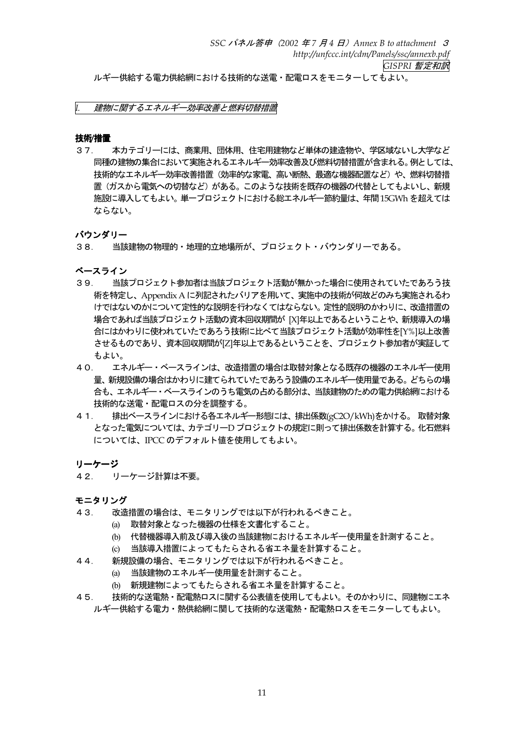ルギー供給する電力供給網における技術的な送電・配電ロスをモニターしてもよい。

## *I. 建物に関するエネルギー効率改善と燃料切替措置*

### 技術/措置

３７. 本カテゴリーには、商業用、団体用、住宅用建物など単体の建造物や、学区域ないし大学など同種の建物の集合において実施されるエネルギー効率改善及び燃料切替措置が含まれる。例としては、技術的なエネルギー効率改善措置（効率的な家電、高い断熱、最適な機器配置など）や、燃料切替措置（ガスから電気への切替など）がある。このような技術を既存の機器の代替としてもよいし、新規施設に導入してもよい。単一プロジェクトにおける総エネルギー節約量は、年間15GWh を超えてはならない。

### バウンダリー

３８. 当該建物の物理的・地理的立地場所が、プロジェクト・バウンダリーである。

### ベースライン

３９. 当該プロジェクト参加者は当該プロジェクト活動が無かった場合に使用されていたであろう技術を特定し、Appendix A に列記されたバリアを用いて、実施中の技術が何故どのみち実施されるわけではないのかについて定性的な説明を行わなくてはならない。定性的説明のかわりに、改造措置の場合であれば当該プロジェクト活動の資本回収期間が [X]年以上であるということや、新規導入の場合にはかわりに使われていたであろう技術に比べて当該プロジェクト活動が効率性を[Y%]以上改善させるものであり、資本回収期間が[Z]年以上であるということを、プロジェクト参加者が実証してもよい。

４０. エネルギー・ベースラインは、改造措置の場合は取替対象となる既存の機器のエネルギー使用量、新規設備の場合はかわりに建てられていたであろう設備のエネルギー使用量である。どちらの場合も、エネルギー・ベースラインのうち電気の占める部分は、当該建物のための電力供給網における技術的な送電・配電ロスの分を調整する。

４１. 排出ベースラインにおける各エネルギー形態には、排出係数(gC2O/kWh)をかける。 取替対象となった電気については、カテゴリーD プロジェクトの規定に則って排出係数を計算する。化石燃料については、IPCC のデフォルト値を使用してもよい。

### リーケージ

４２. リーケージ計算は不要。

### モニタリング

４３. 改造措置の場合は、モニタリングでは以下が行われるべきこと。

(a) 取替対象となった機器の仕様を文書化すること。

(b) 代替機器導入前及び導入後の当該建物におけるエネルギー使用量を計測すること。

(c) 当該導入措置によってもたらされる省エネ量を計算すること。

４４. 新規設備の場合、モニタリングでは以下が行われるべきこと。

(a) 当該建物のエネルギー使用量を計測すること。

(b) 新規建物によってもたらされる省エネ量を計算すること。

４５. 技術的な送電熱・配電熱ロスに関する公表値を使用してもよい。そのかわりに、同建物にエネルギー供給する電力・熱供給網に関して技術的な送電熱・配電熱ロスをモニターしてもよい。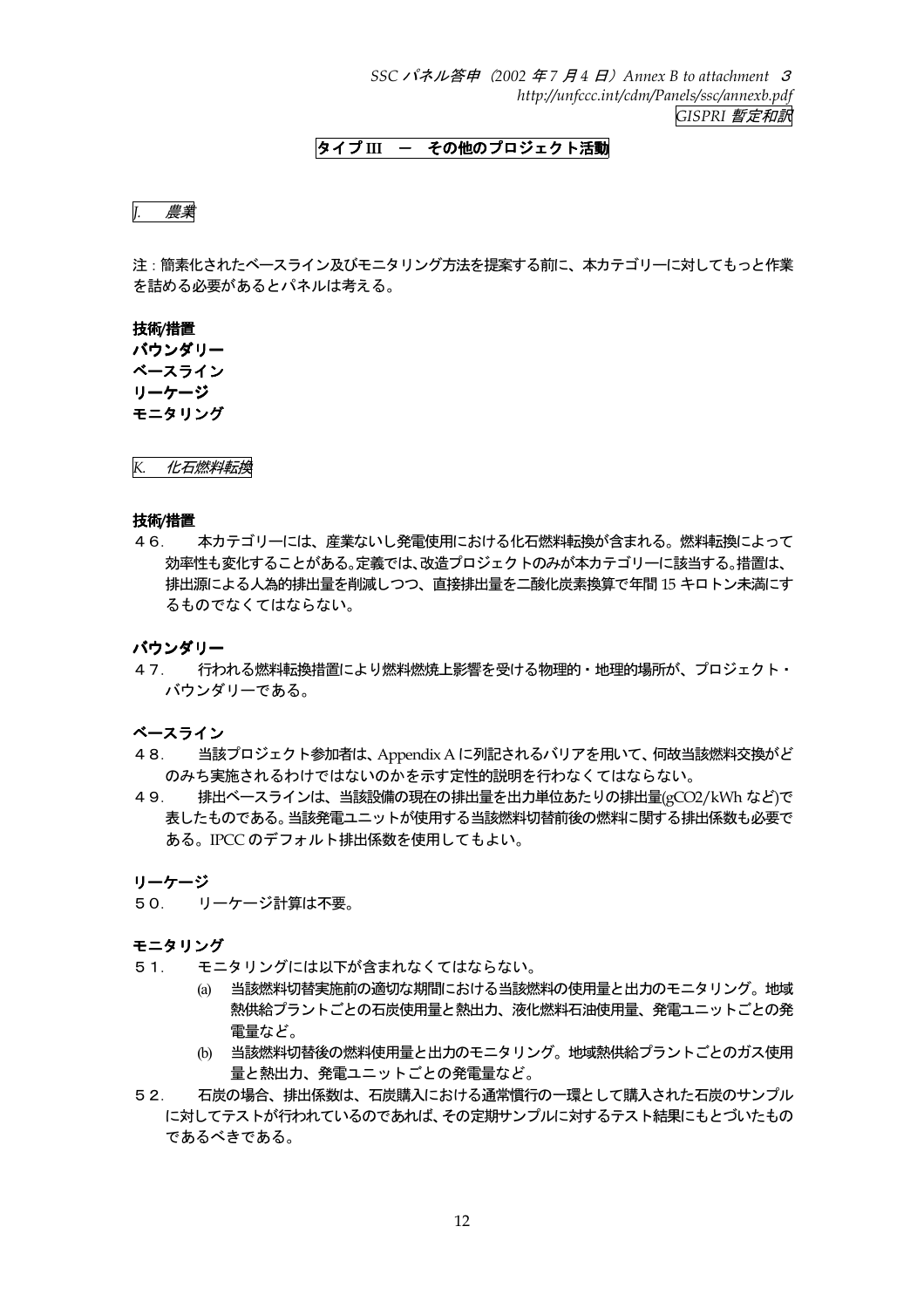*SSC パネル答申（2002 年 7 月 4 日）Annex B to attachment 3*
*http://unfccc.int/cdm/Panels/ssc/annexb.pdf*
*GISPRI 暫定和訳*

# タイプ III ― その他のプロジェクト活動

## *J. 農業*

注：簡素化されたベースライン及びモニタリング方法を提案する前に、本カテゴリーに対してもっと作業を詰める必要があるとパネルは考える。

**技術/措置**
**バウンダリー**
**ベースライン**
**リーケージ**
**モニタリング**

## *K. 化石燃料転換*

### 技術/措置

４６．　本カテゴリーには、産業ないし発電使用における化石燃料転換が含まれる。燃料転換によって効率性も変化することがある。定義では、改造プロジェクトのみが本カテゴリーに該当する。措置は、排出源による人為的排出量を削減しつつ、直接排出量を二酸化炭素換算で年間 15 キロトン未満にするものでなくてはならない。

### バウンダリー

４７．　行われる燃料転換措置により燃料燃焼上影響を受ける物理的・地理的場所が、プロジェクト・バウンダリーである。

### ベースライン

４８．　当該プロジェクト参加者は、Appendix A に列記されるバリアを用いて、何故当該燃料交換がどのみち実施されるわけではないのかを示す定性的説明を行わなくてはならない。

４９．　排出ベースラインは、当該設備の現在の排出量を出力単位あたりの排出量(g$CO_2$/kWh など)で表したものである。当該発電ユニットが使用する当該燃料切替前後の燃料に関する排出係数も必要である。IPCC のデフォルト排出係数を使用してもよい。

### リーケージ

５０．　リーケージ計算は不要。

### モニタリング

５１．　モニタリングには以下が含まれなくてはならない。

(a) 当該燃料切替実施前の適切な期間における当該燃料の使用量と出力のモニタリング。地域熱供給プラントごとの石炭使用量と熱出力、液化燃料石油使用量、発電ユニットごとの発電量など。

(b) 当該燃料切替後の燃料使用量と出力のモニタリング。地域熱供給プラントごとのガス使用量と熱出力、発電ユニットごとの発電量など。

５２．　石炭の場合、排出係数は、石炭購入における通常慣行の一環として購入された石炭のサンプルに対してテストが行われているのであれば、その定期サンプルに対するテスト結果にもとづいたものであるべきである。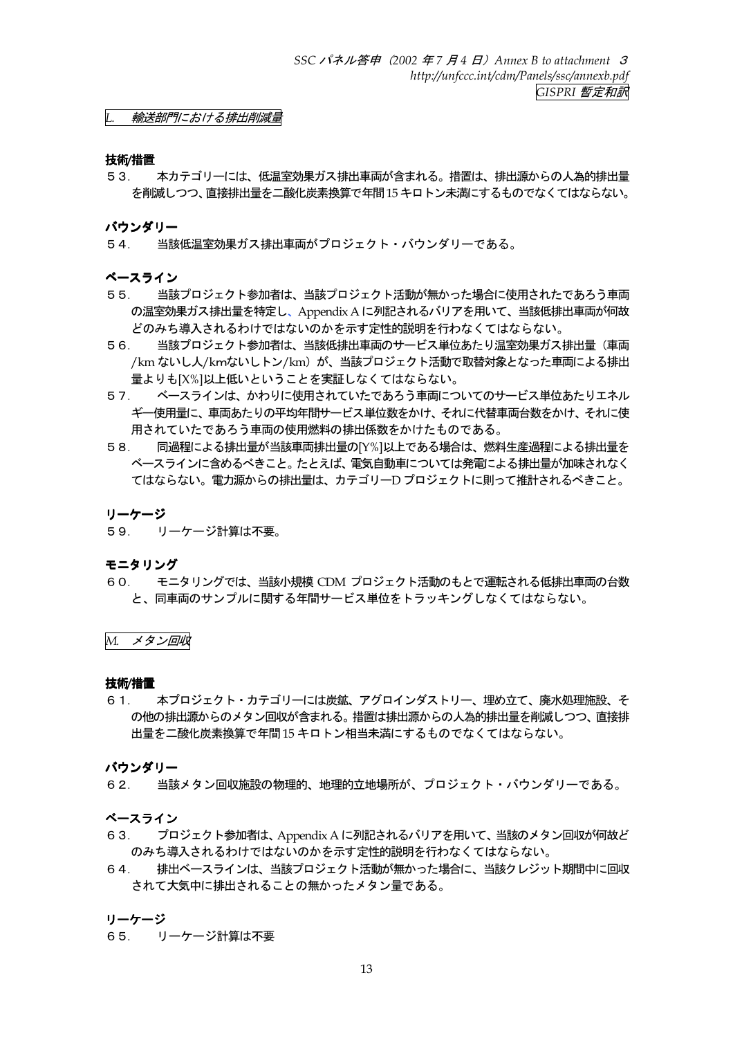## *L. 輸送部門における排出削減量*

**技術/措置**

５３． 本カテゴリーには、低温室効果ガス排出車両が含まれる。措置は、排出源からの人為的排出量を削減しつつ、直接排出量を二酸化炭素換算で年間 15 キロトン未満にするものでなくてはならない。

**バウンダリー**

５４． 当該低温室効果ガス排出車両がプロジェクト・バウンダリーである。

**ベースライン**

５５． 当該プロジェクト参加者は、当該プロジェクト活動が無かった場合に使用されたであろう車両の温室効果ガス排出量を特定し、Appendix A に列記されるバリアを用いて、当該低排出車両が何故どのみち導入されるわけではないのかを示す定性的説明を行わなくてはならない。

５６． 当該プロジェクト参加者は、当該低排出車両のサービス単位あたり温室効果ガス排出量（車両/km ないし人/kmないしトン/km）が、当該プロジェクト活動で取替対象となった車両による排出量よりも[X%]以上低いということを実証しなくてはならない。

５７． ベースラインは、かわりに使用されていたであろう車両についてのサービス単位あたりエネルギー使用量に、車両あたりの平均年間サービス単位数をかけ、それに代替車両台数をかけ、それに使用されていたであろう車両の使用燃料の排出係数をかけたものである。

５８． 同過程による排出量が当該車両排出量の[Y%]以上である場合は、燃料生産過程による排出量をベースラインに含めるべきこと。たとえば、電気自動車については発電による排出量が加味されなくてはならない。電力源からの排出量は、カテゴリーD プロジェクトに則って推計されるべきこと。

**リーケージ**

５９． リーケージ計算は不要。

**モニタリング**

６０． モニタリングでは、当該小規模 CDM プロジェクト活動のもとで運転される低排出車両の台数と、同車両のサンプルに関する年間サービス単位をトラッキングしなくてはならない。

## *M. メタン回収*

**技術/措置**

６１． 本プロジェクト・カテゴリーには炭鉱、アグロインダストリー、埋め立て、廃水処理施設、その他の排出源からのメタン回収が含まれる。措置は排出源からの人為的排出量を削減しつつ、直接排出量を二酸化炭素換算で年間 15 キロトン相当未満にするものでなくてはならない。

**バウンダリー**

６２． 当該メタン回収施設の物理的、地理的立地場所が、プロジェクト・バウンダリーである。

**ベースライン**

６３． プロジェクト参加者は、Appendix A に列記されるバリアを用いて、当該のメタン回収が何故どのみち導入されるわけではないのかを示す定性的説明を行わなくてはならない。

６４． 排出ベースラインは、当該プロジェクト活動が無かった場合に、当該クレジット期間中に回収されて大気中に排出されることの無かったメタン量である。

**リーケージ**

６５． リーケージ計算は不要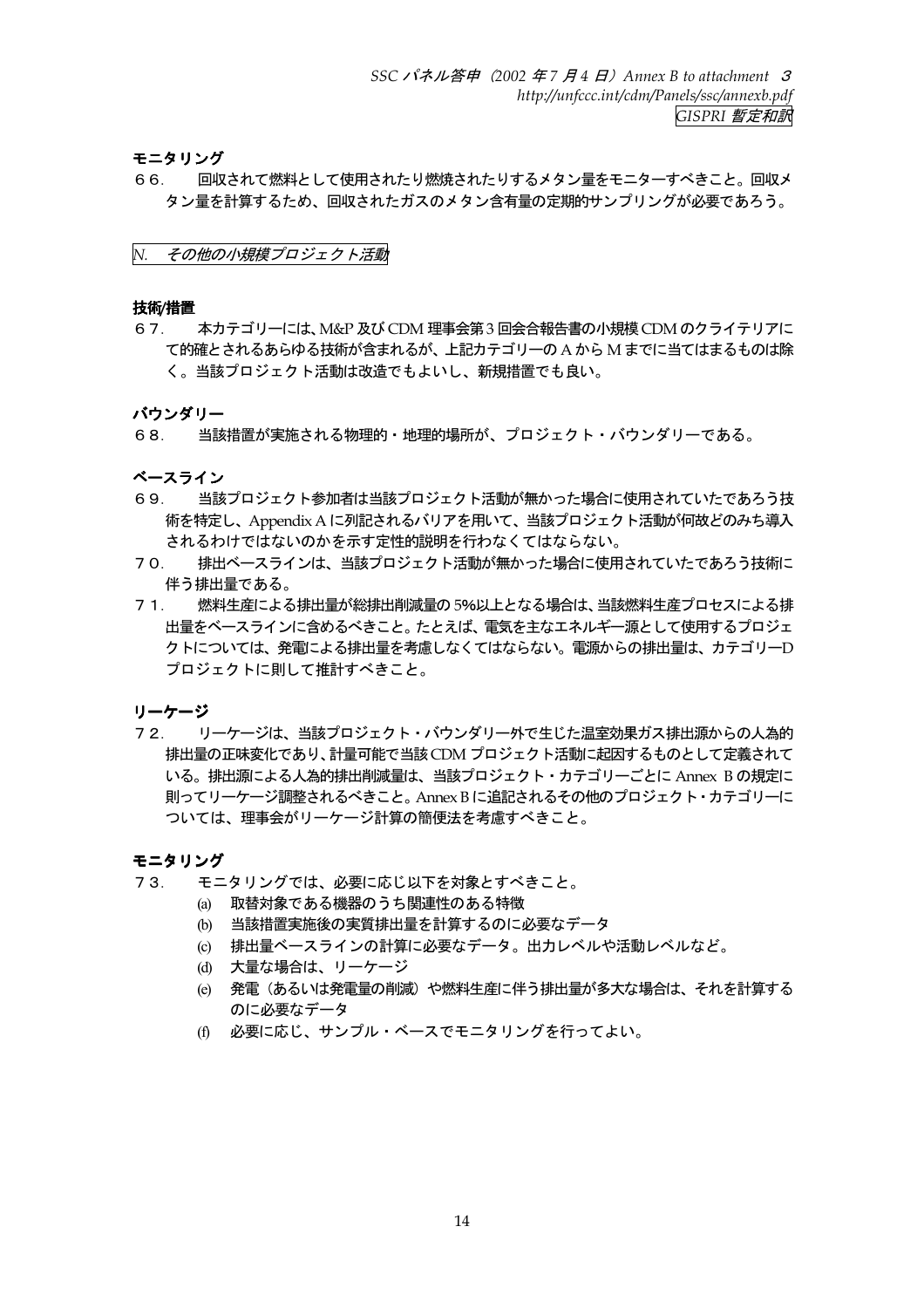**モニタリング**

６６．　回収されて燃料として使用されたり燃焼されたりするメタン量をモニターすべきこと。回収メタン量を計算するため、回収されたガスのメタン含有量の定期的サンプリングが必要であろう。

*N.　その他の小規模プロジェクト活動*

**技術/措置**

６７．　本カテゴリーには、M&P 及び CDM 理事会第３回会合報告書の小規模 CDM のクライテリアにて的確とされるあらゆる技術が含まれるが、上記カテゴリーの A から M までに当てはまるものは除く。当該プロジェクト活動は改造でもよいし、新規措置でも良い。

**バウンダリー**

６８．　当該措置が実施される物理的・地理的場所が、プロジェクト・バウンダリーである。

**ベースライン**

６９．　当該プロジェクト参加者は当該プロジェクト活動が無かった場合に使用されていたであろう技術を特定し、Appendix A に列記されるバリアを用いて、当該プロジェクト活動が何故どのみち導入されるわけではないのかを示す定性的説明を行わなくてはならない。

７０．　排出ベースラインは、当該プロジェクト活動が無かった場合に使用されていたであろう技術に伴う排出量である。

７１．　燃料生産による排出量が総排出削減量の 5%以上となる場合は、当該燃料生産プロセスによる排出量をベースラインに含めるべきこと。たとえば、電気を主なエネルギー源として使用するプロジェクトについては、発電による排出量を考慮しなくてはならない。電源からの排出量は、カテゴリーD プロジェクトに則して推計すべきこと。

**リーケージ**

７２．　リーケージは、当該プロジェクト・バウンダリー外で生じた温室効果ガス排出源からの人為的排出量の正味変化であり、計量可能で当該 CDM プロジェクト活動に起因するものとして定義されている。排出源による人為的排出削減量は、当該プロジェクト・カテゴリーごとに Annex B の規定に則ってリーケージ調整されるべきこと。Annex B に追記されるその他のプロジェクト・カテゴリーについては、理事会がリーケージ計算の簡便法を考慮すべきこと。

**モニタリング**

７３．　モニタリングでは、必要に応じ以下を対象とすべきこと。

(a)　取替対象である機器のうち関連性のある特徴
(b)　当該措置実施後の実質排出量を計算するのに必要なデータ
(c)　排出量ベースラインの計算に必要なデータ。出力レベルや活動レベルなど。
(d)　大量な場合は、リーケージ
(e)　発電（あるいは発電量の削減）や燃料生産に伴う排出量が多大な場合は、それを計算するのに必要なデータ
(f)　必要に応じ、サンプル・ベースでモニタリングを行ってよい。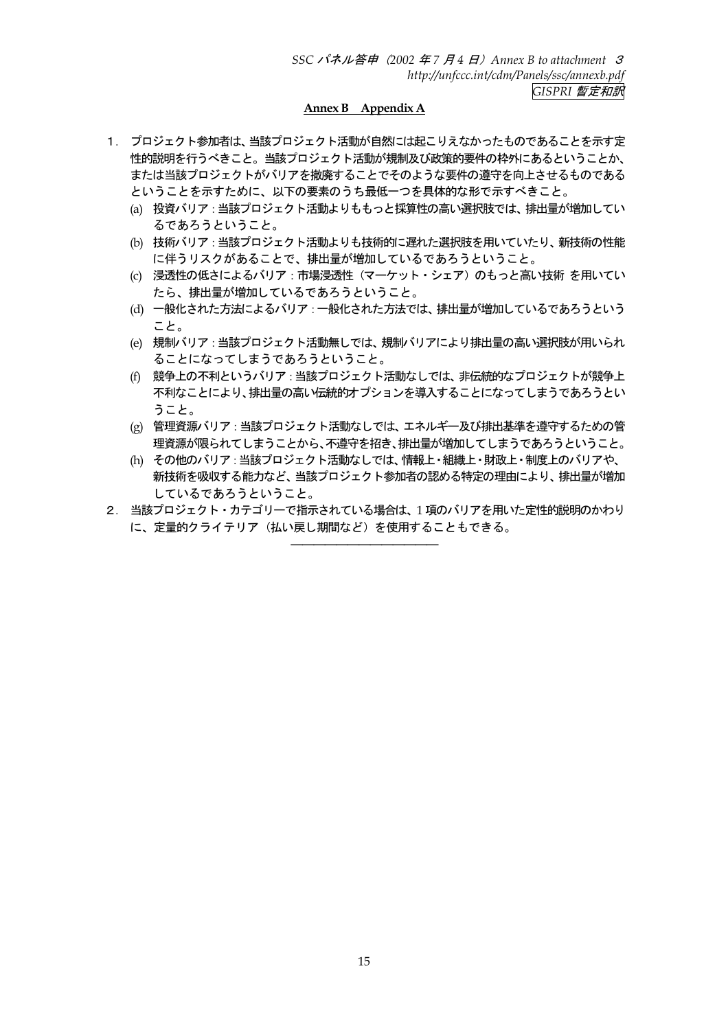SSC パネル答申（2002 年 7 月 4 日）Annex B to attachment 3
http://unfccc.int/cdm/Panels/ssc/annexb.pdf
GISPRI 暫定和訳

**Annex B　Appendix A**

1．プロジェクト参加者は、当該プロジェクト活動が自然には起こりえなかったものであることを示す定性的説明を行うべきこと。当該プロジェクト活動が規制及び政策的要件の枠外にあるということか、または当該プロジェクトがバリアを撤廃することでそのような要件の遵守を向上させるものであるということを示すために、以下の要素のうち最低一つを具体的な形で示すべきこと。

   (a) 投資バリア : 当該プロジェクト活動よりももっと採算性の高い選択肢では、排出量が増加しているであろうということ。
   (b) 技術バリア : 当該プロジェクト活動よりも技術的に遅れた選択肢を用いていたり、新技術の性能に伴うリスクがあることで、排出量が増加しているであろうということ。
   (c) 浸透性の低さによるバリア : 市場浸透性（マーケット・シェア）のもっと高い技術 を用いていたら、排出量が増加しているであろうということ。
   (d) 一般化された方法によるバリア : 一般化された方法では、排出量が増加しているであろうということ。
   (e) 規制バリア : 当該プロジェクト活動無しでは、規制バリアにより排出量の高い選択肢が用いられることになってしまうであろうということ。
   (f) 競争上の不利というバリア : 当該プロジェクト活動なしでは、非伝統的なプロジェクトが競争上不利なことにより、排出量の高い伝統的オプションを導入することになってしまうであろうということ。
   (g) 管理資源バリア : 当該プロジェクト活動なしでは、エネルギー及び排出基準を遵守するための管理資源が限られてしまうことから、不遵守を招き、排出量が増加してしまうであろうということ。
   (h) その他のバリア : 当該プロジェクト活動なしでは、情報上・組織上・財政上・制度上のバリアや、新技術を吸収する能力など、当該プロジェクト参加者の認める特定の理由により、排出量が増加しているであろうということ。

2．当該プロジェクト・カテゴリーで指示されている場合は、1 項のバリアを用いた定性的説明のかわりに、定量的クライテリア（払い戻し期間など）を使用することもできる。

---